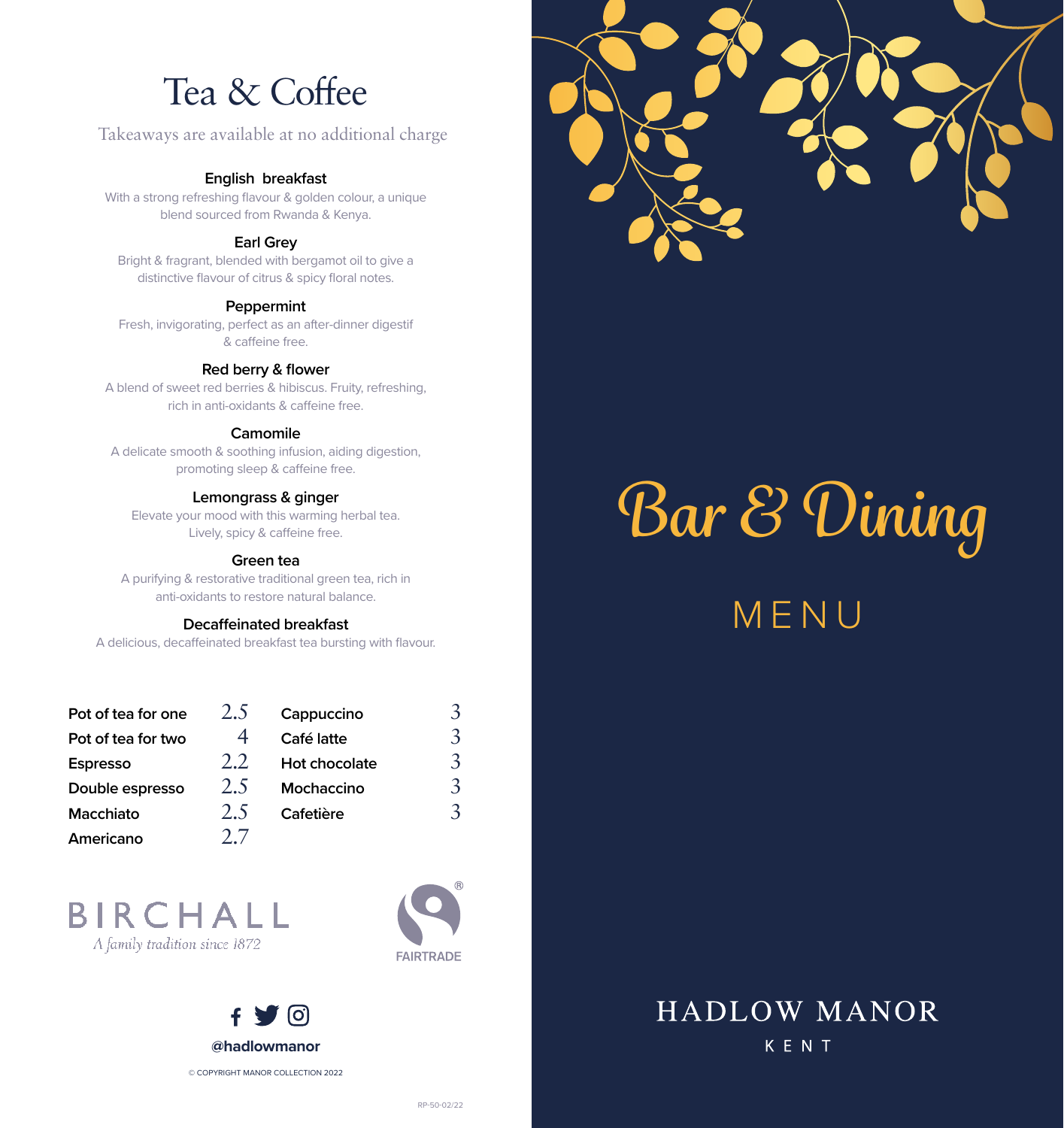# Tea & Coffee

Takeaways are available at no additional charge

**English breakfast**
With a strong refreshing flavour & golden colour, a unique blend sourced from Rwanda & Kenya.

**Earl Grey**
Bright & fragrant, blended with bergamot oil to give a distinctive flavour of citrus & spicy floral notes.

**Peppermint**
Fresh, invigorating, perfect as an after-dinner digestif & caffeine free.

**Red berry & flower**
A blend of sweet red berries & hibiscus. Fruity, refreshing, rich in anti-oxidants & caffeine free.

**Camomile**
A delicate smooth & soothing infusion, aiding digestion, promoting sleep & caffeine free.

**Lemongrass & ginger**
Elevate your mood with this warming herbal tea. Lively, spicy & caffeine free.

**Green tea**
A purifying & restorative traditional green tea, rich in anti-oxidants to restore natural balance.

**Decaffeinated breakfast**
A delicious, decaffeinated breakfast tea bursting with flavour.

| Item | Price |
|---|---|
| Pot of tea for one | 2.5 |
| Pot of tea for two | 4 |
| Espresso | 2.2 |
| Double espresso | 2.5 |
| Macchiato | 2.5 |
| Americano | 2.7 |
| Cappuccino | 3 |
| Café latte | 3 |
| Hot chocolate | 3 |
| Mochaccino | 3 |
| Cafetière | 3 |

BIRCHALL
*A family tradition since 1872*

FAIRTRADE

@hadlowmanor

© COPYRIGHT MANOR COLLECTION 2022

RP-50-02/22

# Bar & Dining

## MENU

HADLOW MANOR
KENT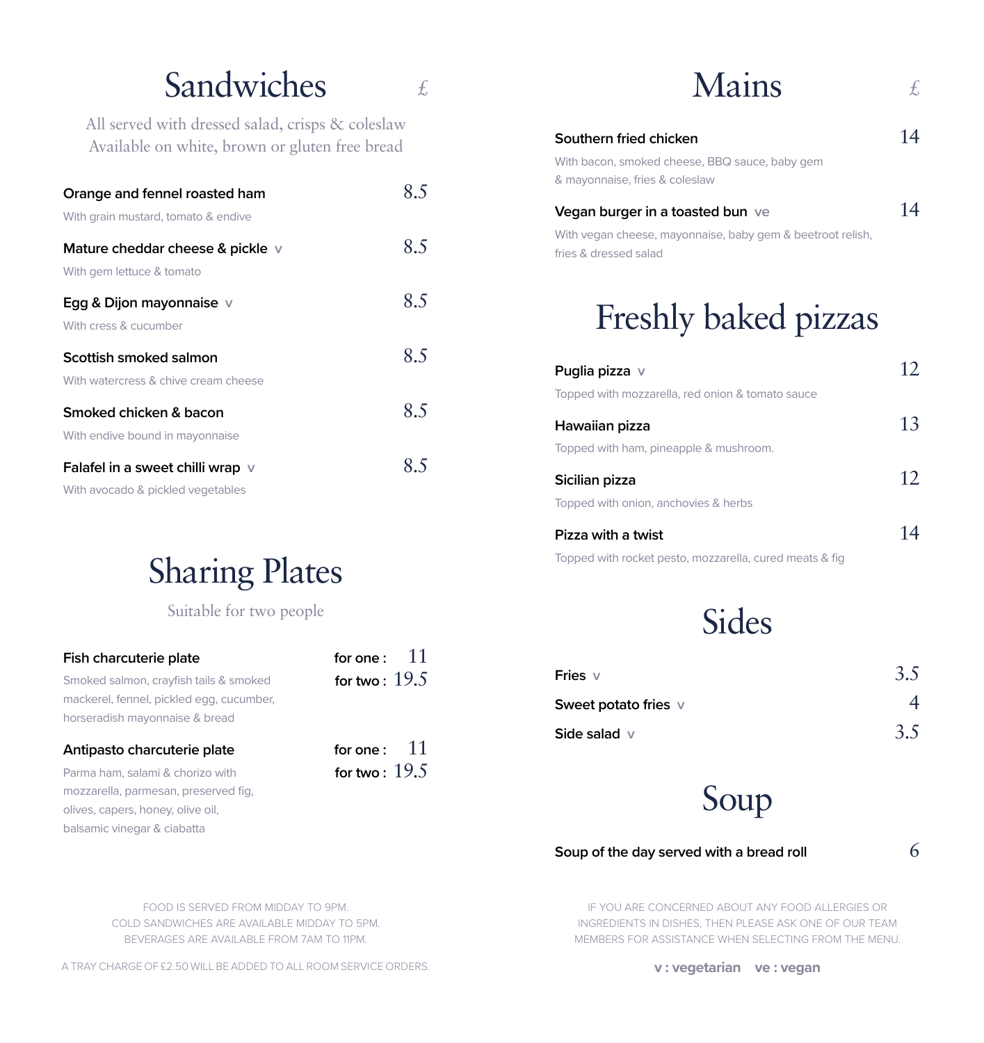## Sandwiches £

All served with dressed salad, crisps & coleslaw
Available on white, brown or gluten free bread

**Orange and fennel roasted ham** 8.5
With grain mustard, tomato & endive

**Mature cheddar cheese & pickle** v 8.5
With gem lettuce & tomato

**Egg & Dijon mayonnaise** v 8.5
With cress & cucumber

**Scottish smoked salmon** 8.5
With watercress & chive cream cheese

**Smoked chicken & bacon** 8.5
With endive bound in mayonnaise

**Falafel in a sweet chilli wrap** v 8.5
With avocado & pickled vegetables

## Sharing Plates

Suitable for two people

**Fish charcuterie plate** for one : 11 for two : 19.5
Smoked salmon, crayfish tails & smoked mackerel, fennel, pickled egg, cucumber, horseradish mayonnaise & bread

**Antipasto charcuterie plate** for one : 11 for two : 19.5
Parma ham, salami & chorizo with mozzarella, parmesan, preserved fig, olives, capers, honey, olive oil, balsamic vinegar & ciabatta

FOOD IS SERVED FROM MIDDAY TO 9PM.
COLD SANDWICHES ARE AVAILABLE MIDDAY TO 5PM.
BEVERAGES ARE AVAILABLE FROM 7AM TO 11PM.

A TRAY CHARGE OF £2.50 WILL BE ADDED TO ALL ROOM SERVICE ORDERS.

## Mains £

**Southern fried chicken** 14
With bacon, smoked cheese, BBQ sauce, baby gem & mayonnaise, fries & coleslaw

**Vegan burger in a toasted bun** ve 14
With vegan cheese, mayonnaise, baby gem & beetroot relish, fries & dressed salad

## Freshly baked pizzas

**Puglia pizza** v 12
Topped with mozzarella, red onion & tomato sauce

**Hawaiian pizza** 13
Topped with ham, pineapple & mushroom.

**Sicilian pizza** 12
Topped with onion, anchovies & herbs

**Pizza with a twist** 14
Topped with rocket pesto, mozzarella, cured meats & fig

## Sides

**Fries** v 3.5

**Sweet potato fries** v 4

**Side salad** v 3.5

## Soup

**Soup of the day served with a bread roll** 6

IF YOU ARE CONCERNED ABOUT ANY FOOD ALLERGIES OR INGREDIENTS IN DISHES, THEN PLEASE ASK ONE OF OUR TEAM MEMBERS FOR ASSISTANCE WHEN SELECTING FROM THE MENU.

**v : vegetarian ve : vegan**